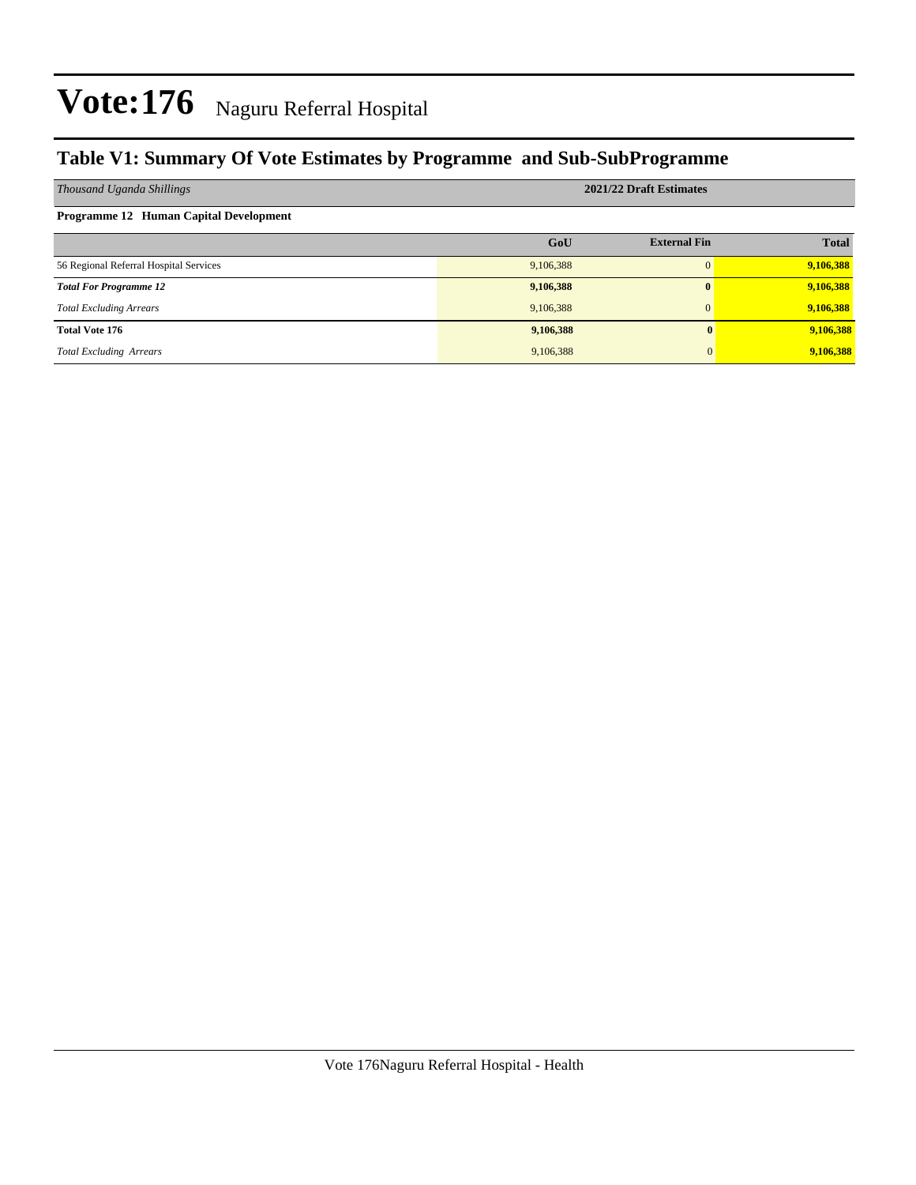# Vote:176 Naguru Referral Hospital

## Table V1: Summary Of Vote Estimates by Programme and Sub-SubProgramme

| *Thousand Uganda Shillings* | 2021/22 Draft Estimates | | |
|---|---|---|---|
| **Programme 12 Human Capital Development** | | | |
| | **GoU** | **External Fin** | **Total** |
| 56 Regional Referral Hospital Services | 9,106,388 | 0 | **9,106,388** |
| ***Total For Programme 12*** | **9,106,388** | **0** | **9,106,388** |
| *Total Excluding Arrears* | 9,106,388 | 0 | **9,106,388** |
| **Total Vote 176** | **9,106,388** | **0** | **9,106,388** |
| *Total Excluding Arrears* | 9,106,388 | 0 | **9,106,388** |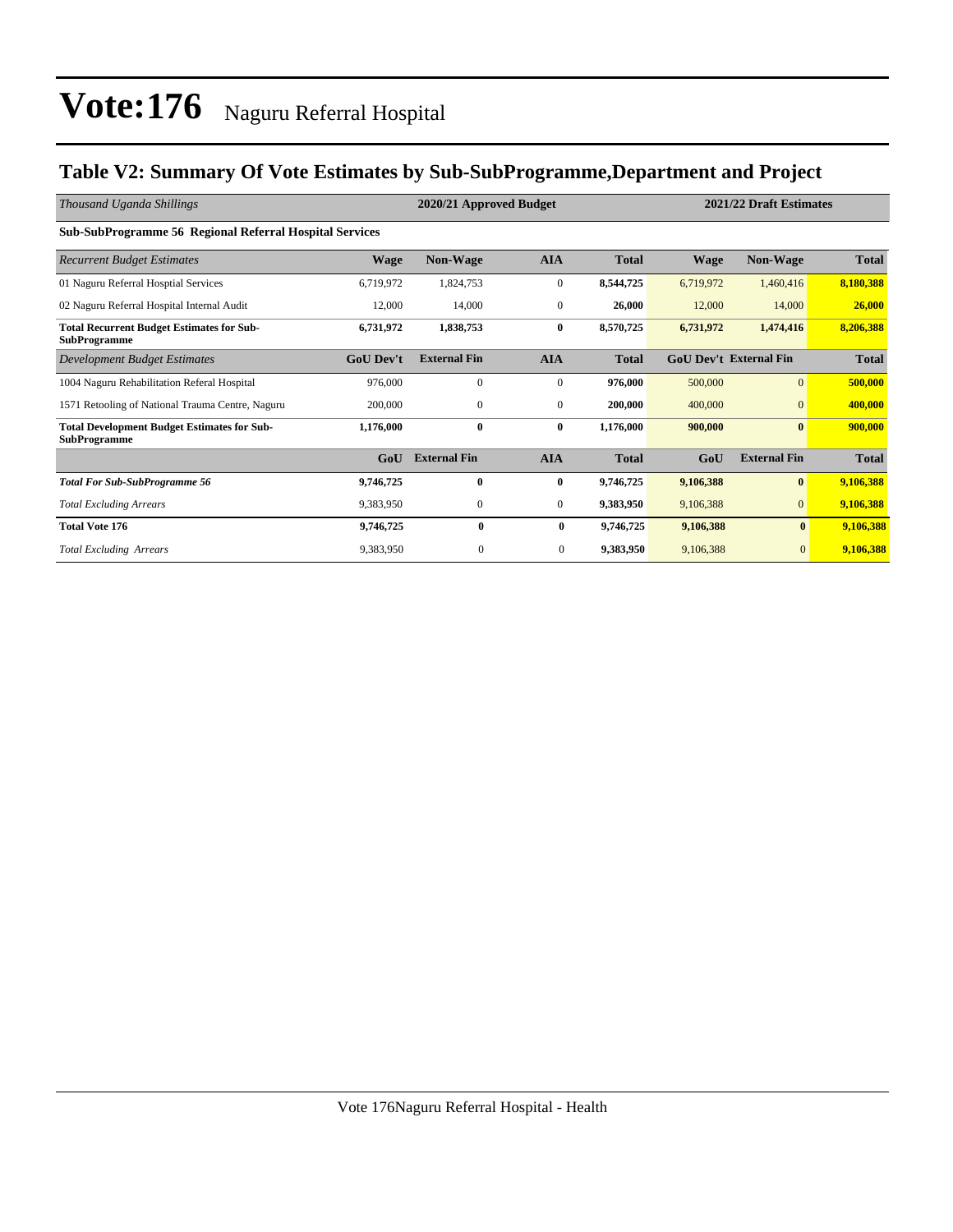# Vote:176 Naguru Referral Hospital

## Table V2: Summary Of Vote Estimates by Sub-SubProgramme,Department and Project

| *Thousand Uganda Shillings* | 2020/21 Approved Budget | | | | 2021/22 Draft Estimates | | |
|---|---|---|---|---|---|---|---|
| **Sub-SubProgramme 56 Regional Referral Hospital Services** | | | | | | | |
| *Recurrent Budget Estimates* | **Wage** | **Non-Wage** | **AIA** | **Total** | **Wage** | **Non-Wage** | **Total** |
| 01 Naguru Referral Hosptial Services | 6,719,972 | 1,824,753 | 0 | **8,544,725** | 6,719,972 | 1,460,416 | **8,180,388** |
| 02 Naguru Referral Hospital Internal Audit | 12,000 | 14,000 | 0 | **26,000** | 12,000 | 14,000 | **26,000** |
| **Total Recurrent Budget Estimates for Sub-SubProgramme** | **6,731,972** | **1,838,753** | **0** | **8,570,725** | **6,731,972** | **1,474,416** | **8,206,388** |
| *Development Budget Estimates* | **GoU Dev't** | **External Fin** | **AIA** | **Total** | **GoU Dev't** | **External Fin** | **Total** |
| 1004 Naguru Rehabilitation Referal Hospital | 976,000 | 0 | 0 | **976,000** | 500,000 | 0 | **500,000** |
| 1571 Retooling of National Trauma Centre, Naguru | 200,000 | 0 | 0 | **200,000** | 400,000 | 0 | **400,000** |
| **Total Development Budget Estimates for Sub-SubProgramme** | **1,176,000** | **0** | **0** | **1,176,000** | **900,000** | **0** | **900,000** |
| | **GoU** | **External Fin** | **AIA** | **Total** | **GoU** | **External Fin** | **Total** |
| ***Total For Sub-SubProgramme 56*** | **9,746,725** | **0** | **0** | **9,746,725** | **9,106,388** | **0** | **9,106,388** |
| *Total Excluding Arrears* | 9,383,950 | 0 | 0 | **9,383,950** | 9,106,388 | 0 | **9,106,388** |
| **Total Vote 176** | **9,746,725** | **0** | **0** | **9,746,725** | **9,106,388** | **0** | **9,106,388** |
| *Total Excluding Arrears* | 9,383,950 | 0 | 0 | **9,383,950** | 9,106,388 | 0 | **9,106,388** |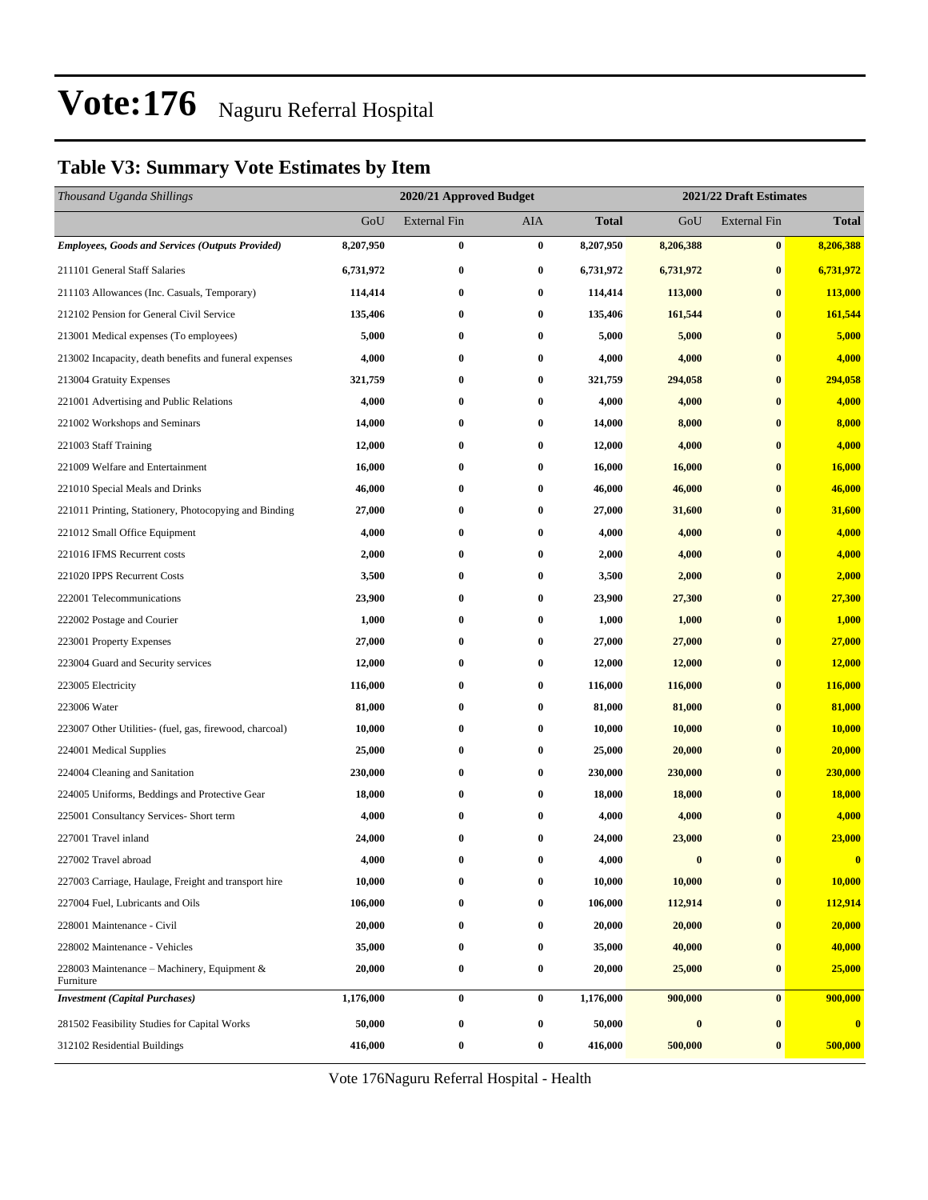# Vote:176 Naguru Referral Hospital

## Table V3: Summary Vote Estimates by Item

| *Thousand Uganda Shillings* | 2020/21 Approved Budget | | | | 2021/22 Draft Estimates | | |
|---|---|---|---|---|---|---|---|
| | GoU | External Fin | AIA | **Total** | GoU | External Fin | **Total** |
| ***Employees, Goods and Services (Outputs Provided)*** | **8,207,950** | **0** | **0** | **8,207,950** | **8,206,388** | **0** | **8,206,388** |
| 211101 General Staff Salaries | **6,731,972** | **0** | **0** | **6,731,972** | **6,731,972** | **0** | **6,731,972** |
| 211103 Allowances (Inc. Casuals, Temporary) | **114,414** | **0** | **0** | **114,414** | **113,000** | **0** | **113,000** |
| 212102 Pension for General Civil Service | **135,406** | **0** | **0** | **135,406** | **161,544** | **0** | **161,544** |
| 213001 Medical expenses (To employees) | **5,000** | **0** | **0** | **5,000** | **5,000** | **0** | **5,000** |
| 213002 Incapacity, death benefits and funeral expenses | **4,000** | **0** | **0** | **4,000** | **4,000** | **0** | **4,000** |
| 213004 Gratuity Expenses | **321,759** | **0** | **0** | **321,759** | **294,058** | **0** | **294,058** |
| 221001 Advertising and Public Relations | **4,000** | **0** | **0** | **4,000** | **4,000** | **0** | **4,000** |
| 221002 Workshops and Seminars | **14,000** | **0** | **0** | **14,000** | **8,000** | **0** | **8,000** |
| 221003 Staff Training | **12,000** | **0** | **0** | **12,000** | **4,000** | **0** | **4,000** |
| 221009 Welfare and Entertainment | **16,000** | **0** | **0** | **16,000** | **16,000** | **0** | **16,000** |
| 221010 Special Meals and Drinks | **46,000** | **0** | **0** | **46,000** | **46,000** | **0** | **46,000** |
| 221011 Printing, Stationery, Photocopying and Binding | **27,000** | **0** | **0** | **27,000** | **31,600** | **0** | **31,600** |
| 221012 Small Office Equipment | **4,000** | **0** | **0** | **4,000** | **4,000** | **0** | **4,000** |
| 221016 IFMS Recurrent costs | **2,000** | **0** | **0** | **2,000** | **4,000** | **0** | **4,000** |
| 221020 IPPS Recurrent Costs | **3,500** | **0** | **0** | **3,500** | **2,000** | **0** | **2,000** |
| 222001 Telecommunications | **23,900** | **0** | **0** | **23,900** | **27,300** | **0** | **27,300** |
| 222002 Postage and Courier | **1,000** | **0** | **0** | **1,000** | **1,000** | **0** | **1,000** |
| 223001 Property Expenses | **27,000** | **0** | **0** | **27,000** | **27,000** | **0** | **27,000** |
| 223004 Guard and Security services | **12,000** | **0** | **0** | **12,000** | **12,000** | **0** | **12,000** |
| 223005 Electricity | **116,000** | **0** | **0** | **116,000** | **116,000** | **0** | **116,000** |
| 223006 Water | **81,000** | **0** | **0** | **81,000** | **81,000** | **0** | **81,000** |
| 223007 Other Utilities- (fuel, gas, firewood, charcoal) | **10,000** | **0** | **0** | **10,000** | **10,000** | **0** | **10,000** |
| 224001 Medical Supplies | **25,000** | **0** | **0** | **25,000** | **20,000** | **0** | **20,000** |
| 224004 Cleaning and Sanitation | **230,000** | **0** | **0** | **230,000** | **230,000** | **0** | **230,000** |
| 224005 Uniforms, Beddings and Protective Gear | **18,000** | **0** | **0** | **18,000** | **18,000** | **0** | **18,000** |
| 225001 Consultancy Services- Short term | **4,000** | **0** | **0** | **4,000** | **4,000** | **0** | **4,000** |
| 227001 Travel inland | **24,000** | **0** | **0** | **24,000** | **23,000** | **0** | **23,000** |
| 227002 Travel abroad | **4,000** | **0** | **0** | **4,000** | **0** | **0** | **0** |
| 227003 Carriage, Haulage, Freight and transport hire | **10,000** | **0** | **0** | **10,000** | **10,000** | **0** | **10,000** |
| 227004 Fuel, Lubricants and Oils | **106,000** | **0** | **0** | **106,000** | **112,914** | **0** | **112,914** |
| 228001 Maintenance - Civil | **20,000** | **0** | **0** | **20,000** | **20,000** | **0** | **20,000** |
| 228002 Maintenance - Vehicles | **35,000** | **0** | **0** | **35,000** | **40,000** | **0** | **40,000** |
| 228003 Maintenance – Machinery, Equipment & Furniture | **20,000** | **0** | **0** | **20,000** | **25,000** | **0** | **25,000** |
| ***Investment (Capital Purchases)*** | **1,176,000** | **0** | **0** | **1,176,000** | **900,000** | **0** | **900,000** |
| 281502 Feasibility Studies for Capital Works | **50,000** | **0** | **0** | **50,000** | **0** | **0** | **0** |
| 312102 Residential Buildings | **416,000** | **0** | **0** | **416,000** | **500,000** | **0** | **500,000** |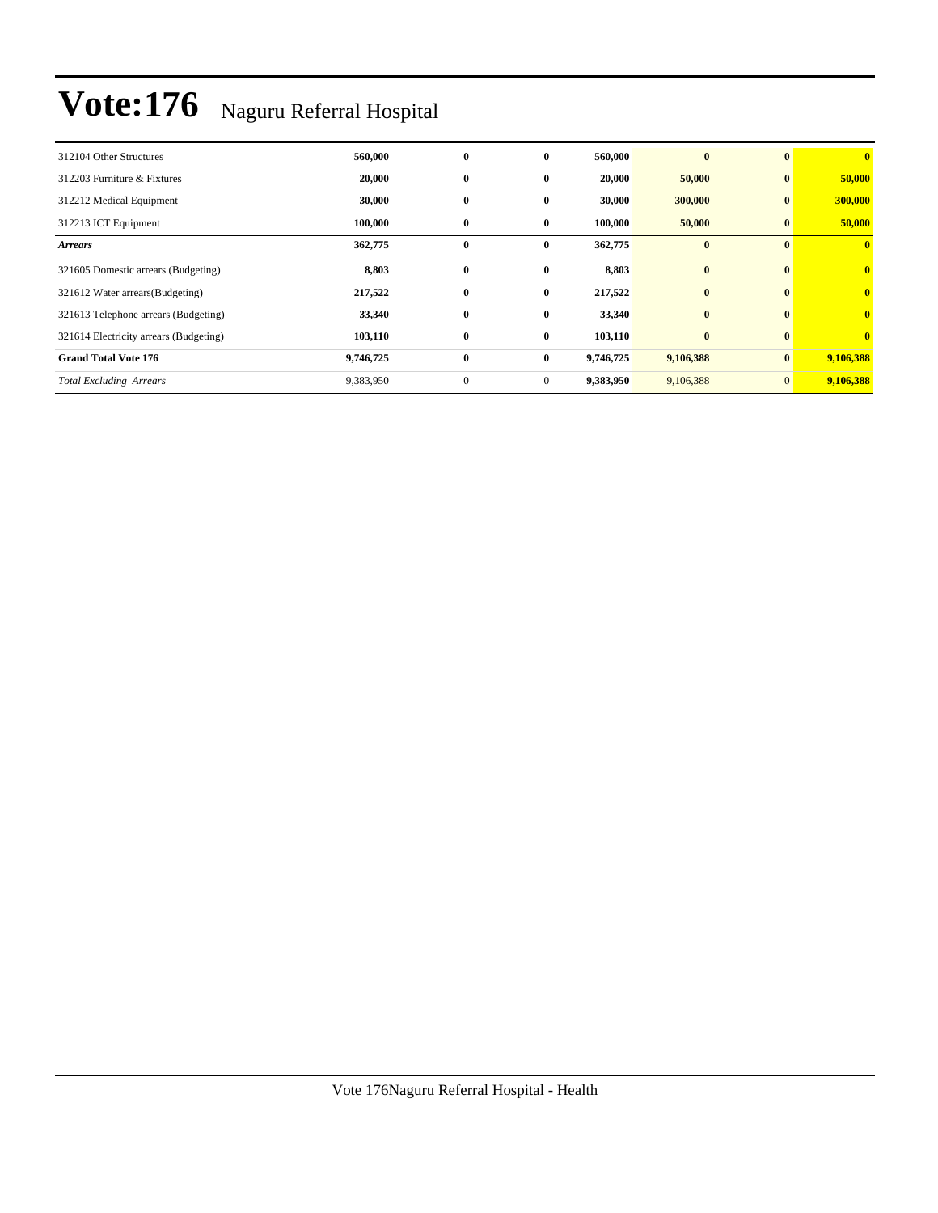# Vote:176 Naguru Referral Hospital

| | | | | | | | |
|---|---|---|---|---|---|---|---|
| 312104 Other Structures | **560,000** | **0** | **0** | **560,000** | **0** | **0** | **0** |
| 312203 Furniture & Fixtures | **20,000** | **0** | **0** | **20,000** | **50,000** | **0** | **50,000** |
| 312212 Medical Equipment | **30,000** | **0** | **0** | **30,000** | **300,000** | **0** | **300,000** |
| 312213 ICT Equipment | **100,000** | **0** | **0** | **100,000** | **50,000** | **0** | **50,000** |
| ***Arrears*** | **362,775** | **0** | **0** | **362,775** | **0** | **0** | **0** |
| 321605 Domestic arrears (Budgeting) | **8,803** | **0** | **0** | **8,803** | **0** | **0** | **0** |
| 321612 Water arrears(Budgeting) | **217,522** | **0** | **0** | **217,522** | **0** | **0** | **0** |
| 321613 Telephone arrears (Budgeting) | **33,340** | **0** | **0** | **33,340** | **0** | **0** | **0** |
| 321614 Electricity arrears (Budgeting) | **103,110** | **0** | **0** | **103,110** | **0** | **0** | **0** |
| **Grand Total Vote 176** | **9,746,725** | **0** | **0** | **9,746,725** | **9,106,388** | **0** | **9,106,388** |
| *Total Excluding Arrears* | 9,383,950 | 0 | 0 | **9,383,950** | 9,106,388 | 0 | **9,106,388** |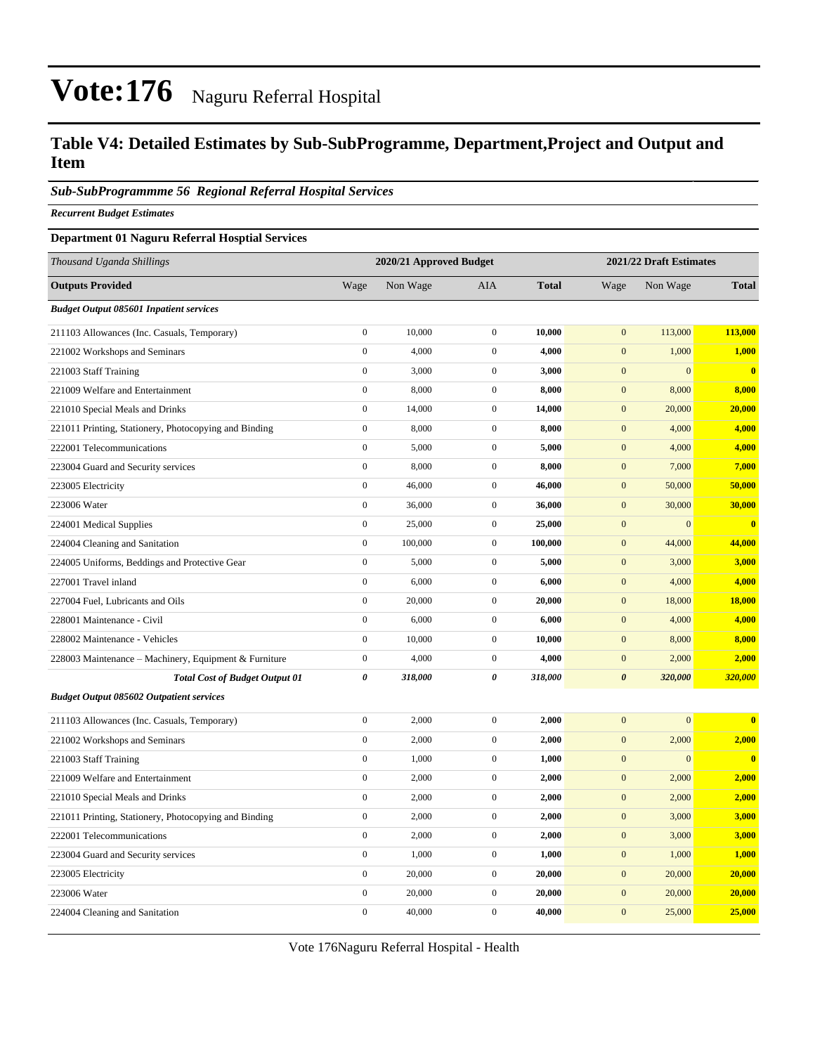# Vote:176 Naguru Referral Hospital

## Table V4: Detailed Estimates by Sub-SubProgramme, Department,Project and Output and Item

### *Sub-SubProgrammme 56 Regional Referral Hospital Services*

***Recurrent Budget Estimates***

**Department 01 Naguru Referral Hosptial Services**

| *Thousand Uganda Shillings* | 2020/21 Approved Budget | | | | 2021/22 Draft Estimates | | |
|---|---|---|---|---|---|---|---|
| **Outputs Provided** | Wage | Non Wage | AIA | **Total** | Wage | Non Wage | **Total** |
| ***Budget Output 085601 Inpatient services*** | | | | | | | |
| 211103 Allowances (Inc. Casuals, Temporary) | 0 | 10,000 | 0 | **10,000** | 0 | 113,000 | **113,000** |
| 221002 Workshops and Seminars | 0 | 4,000 | 0 | **4,000** | 0 | 1,000 | **1,000** |
| 221003 Staff Training | 0 | 3,000 | 0 | **3,000** | 0 | 0 | **0** |
| 221009 Welfare and Entertainment | 0 | 8,000 | 0 | **8,000** | 0 | 8,000 | **8,000** |
| 221010 Special Meals and Drinks | 0 | 14,000 | 0 | **14,000** | 0 | 20,000 | **20,000** |
| 221011 Printing, Stationery, Photocopying and Binding | 0 | 8,000 | 0 | **8,000** | 0 | 4,000 | **4,000** |
| 222001 Telecommunications | 0 | 5,000 | 0 | **5,000** | 0 | 4,000 | **4,000** |
| 223004 Guard and Security services | 0 | 8,000 | 0 | **8,000** | 0 | 7,000 | **7,000** |
| 223005 Electricity | 0 | 46,000 | 0 | **46,000** | 0 | 50,000 | **50,000** |
| 223006 Water | 0 | 36,000 | 0 | **36,000** | 0 | 30,000 | **30,000** |
| 224001 Medical Supplies | 0 | 25,000 | 0 | **25,000** | 0 | 0 | **0** |
| 224004 Cleaning and Sanitation | 0 | 100,000 | 0 | **100,000** | 0 | 44,000 | **44,000** |
| 224005 Uniforms, Beddings and Protective Gear | 0 | 5,000 | 0 | **5,000** | 0 | 3,000 | **3,000** |
| 227001 Travel inland | 0 | 6,000 | 0 | **6,000** | 0 | 4,000 | **4,000** |
| 227004 Fuel, Lubricants and Oils | 0 | 20,000 | 0 | **20,000** | 0 | 18,000 | **18,000** |
| 228001 Maintenance - Civil | 0 | 6,000 | 0 | **6,000** | 0 | 4,000 | **4,000** |
| 228002 Maintenance - Vehicles | 0 | 10,000 | 0 | **10,000** | 0 | 8,000 | **8,000** |
| 228003 Maintenance – Machinery, Equipment & Furniture | 0 | 4,000 | 0 | **4,000** | 0 | 2,000 | **2,000** |
| ***Total Cost of Budget Output 01*** | ***0*** | ***318,000*** | ***0*** | ***318,000*** | ***0*** | ***320,000*** | ***320,000*** |
| ***Budget Output 085602 Outpatient services*** | | | | | | | |
| 211103 Allowances (Inc. Casuals, Temporary) | 0 | 2,000 | 0 | **2,000** | 0 | 0 | **0** |
| 221002 Workshops and Seminars | 0 | 2,000 | 0 | **2,000** | 0 | 2,000 | **2,000** |
| 221003 Staff Training | 0 | 1,000 | 0 | **1,000** | 0 | 0 | **0** |
| 221009 Welfare and Entertainment | 0 | 2,000 | 0 | **2,000** | 0 | 2,000 | **2,000** |
| 221010 Special Meals and Drinks | 0 | 2,000 | 0 | **2,000** | 0 | 2,000 | **2,000** |
| 221011 Printing, Stationery, Photocopying and Binding | 0 | 2,000 | 0 | **2,000** | 0 | 3,000 | **3,000** |
| 222001 Telecommunications | 0 | 2,000 | 0 | **2,000** | 0 | 3,000 | **3,000** |
| 223004 Guard and Security services | 0 | 1,000 | 0 | **1,000** | 0 | 1,000 | **1,000** |
| 223005 Electricity | 0 | 20,000 | 0 | **20,000** | 0 | 20,000 | **20,000** |
| 223006 Water | 0 | 20,000 | 0 | **20,000** | 0 | 20,000 | **20,000** |
| 224004 Cleaning and Sanitation | 0 | 40,000 | 0 | **40,000** | 0 | 25,000 | **25,000** |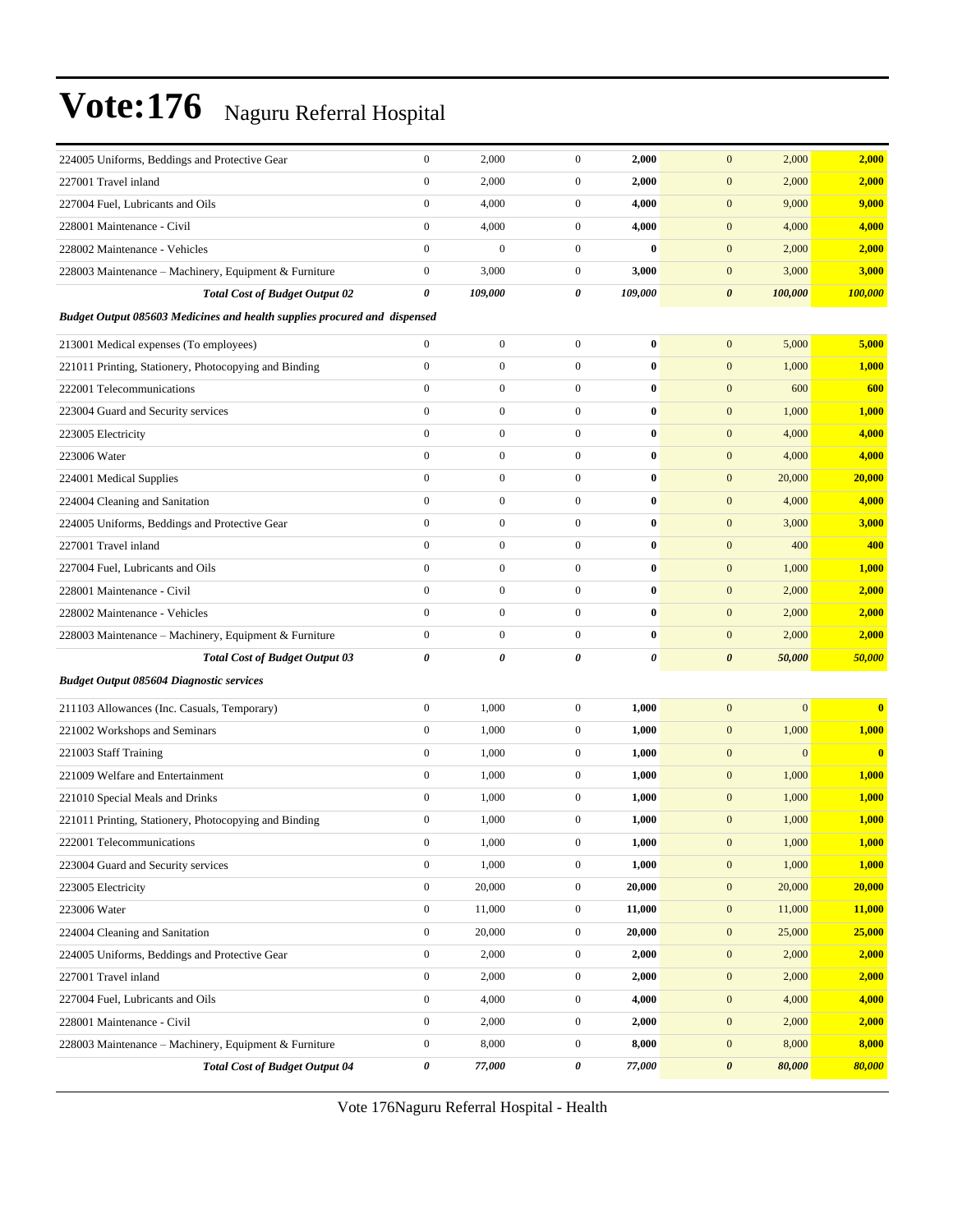# Vote:176 Naguru Referral Hospital

| | | | | | | | |
|---|---|---|---|---|---|---|---|
| 224005 Uniforms, Beddings and Protective Gear | 0 | 2,000 | 0 | **2,000** | 0 | 2,000 | **2,000** |
| 227001 Travel inland | 0 | 2,000 | 0 | **2,000** | 0 | 2,000 | **2,000** |
| 227004 Fuel, Lubricants and Oils | 0 | 4,000 | 0 | **4,000** | 0 | 9,000 | **9,000** |
| 228001 Maintenance - Civil | 0 | 4,000 | 0 | **4,000** | 0 | 4,000 | **4,000** |
| 228002 Maintenance - Vehicles | 0 | 0 | 0 | **0** | 0 | 2,000 | **2,000** |
| 228003 Maintenance – Machinery, Equipment & Furniture | 0 | 3,000 | 0 | **3,000** | 0 | 3,000 | **3,000** |
| ***Total Cost of Budget Output 02*** | ***0*** | ***109,000*** | ***0*** | ***109,000*** | ***0*** | ***100,000*** | ***100,000*** |
| ***Budget Output 085603 Medicines and health supplies procured and dispensed*** | | | | | | | |
| 213001 Medical expenses (To employees) | 0 | 0 | 0 | **0** | 0 | 5,000 | **5,000** |
| 221011 Printing, Stationery, Photocopying and Binding | 0 | 0 | 0 | **0** | 0 | 1,000 | **1,000** |
| 222001 Telecommunications | 0 | 0 | 0 | **0** | 0 | 600 | **600** |
| 223004 Guard and Security services | 0 | 0 | 0 | **0** | 0 | 1,000 | **1,000** |
| 223005 Electricity | 0 | 0 | 0 | **0** | 0 | 4,000 | **4,000** |
| 223006 Water | 0 | 0 | 0 | **0** | 0 | 4,000 | **4,000** |
| 224001 Medical Supplies | 0 | 0 | 0 | **0** | 0 | 20,000 | **20,000** |
| 224004 Cleaning and Sanitation | 0 | 0 | 0 | **0** | 0 | 4,000 | **4,000** |
| 224005 Uniforms, Beddings and Protective Gear | 0 | 0 | 0 | **0** | 0 | 3,000 | **3,000** |
| 227001 Travel inland | 0 | 0 | 0 | **0** | 0 | 400 | **400** |
| 227004 Fuel, Lubricants and Oils | 0 | 0 | 0 | **0** | 0 | 1,000 | **1,000** |
| 228001 Maintenance - Civil | 0 | 0 | 0 | **0** | 0 | 2,000 | **2,000** |
| 228002 Maintenance - Vehicles | 0 | 0 | 0 | **0** | 0 | 2,000 | **2,000** |
| 228003 Maintenance – Machinery, Equipment & Furniture | 0 | 0 | 0 | **0** | 0 | 2,000 | **2,000** |
| ***Total Cost of Budget Output 03*** | ***0*** | ***0*** | ***0*** | ***0*** | ***0*** | ***50,000*** | ***50,000*** |
| ***Budget Output 085604 Diagnostic services*** | | | | | | | |
| 211103 Allowances (Inc. Casuals, Temporary) | 0 | 1,000 | 0 | **1,000** | 0 | 0 | **0** |
| 221002 Workshops and Seminars | 0 | 1,000 | 0 | **1,000** | 0 | 1,000 | **1,000** |
| 221003 Staff Training | 0 | 1,000 | 0 | **1,000** | 0 | 0 | **0** |
| 221009 Welfare and Entertainment | 0 | 1,000 | 0 | **1,000** | 0 | 1,000 | **1,000** |
| 221010 Special Meals and Drinks | 0 | 1,000 | 0 | **1,000** | 0 | 1,000 | **1,000** |
| 221011 Printing, Stationery, Photocopying and Binding | 0 | 1,000 | 0 | **1,000** | 0 | 1,000 | **1,000** |
| 222001 Telecommunications | 0 | 1,000 | 0 | **1,000** | 0 | 1,000 | **1,000** |
| 223004 Guard and Security services | 0 | 1,000 | 0 | **1,000** | 0 | 1,000 | **1,000** |
| 223005 Electricity | 0 | 20,000 | 0 | **20,000** | 0 | 20,000 | **20,000** |
| 223006 Water | 0 | 11,000 | 0 | **11,000** | 0 | 11,000 | **11,000** |
| 224004 Cleaning and Sanitation | 0 | 20,000 | 0 | **20,000** | 0 | 25,000 | **25,000** |
| 224005 Uniforms, Beddings and Protective Gear | 0 | 2,000 | 0 | **2,000** | 0 | 2,000 | **2,000** |
| 227001 Travel inland | 0 | 2,000 | 0 | **2,000** | 0 | 2,000 | **2,000** |
| 227004 Fuel, Lubricants and Oils | 0 | 4,000 | 0 | **4,000** | 0 | 4,000 | **4,000** |
| 228001 Maintenance - Civil | 0 | 2,000 | 0 | **2,000** | 0 | 2,000 | **2,000** |
| 228003 Maintenance – Machinery, Equipment & Furniture | 0 | 8,000 | 0 | **8,000** | 0 | 8,000 | **8,000** |
| ***Total Cost of Budget Output 04*** | ***0*** | ***77,000*** | ***0*** | ***77,000*** | ***0*** | ***80,000*** | ***80,000*** |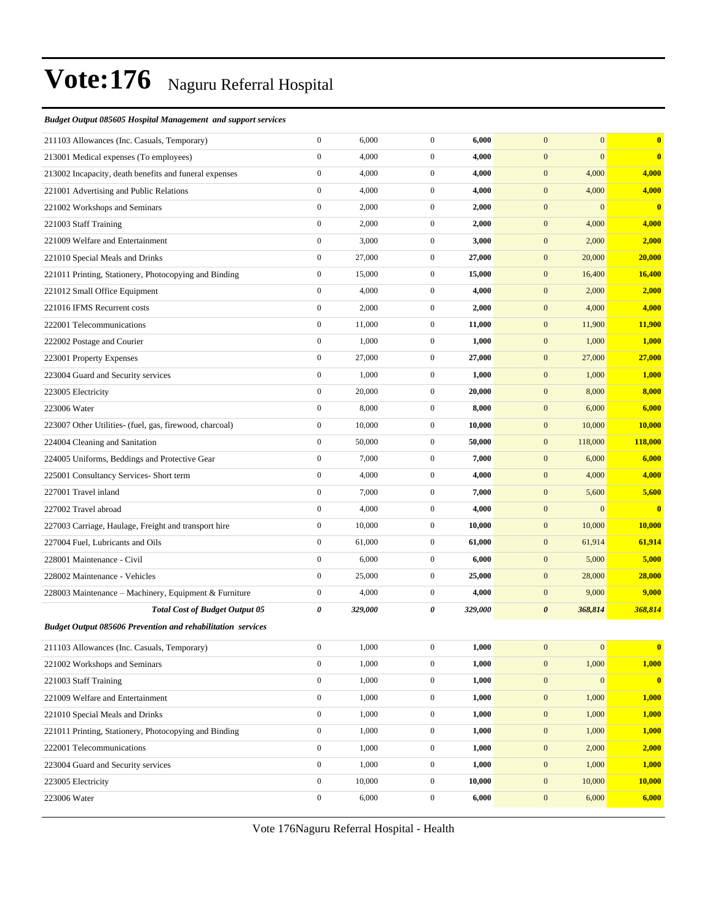# Vote:176 Naguru Referral Hospital

***Budget Output 085605 Hospital Management and support services***

| | | | | | | | |
|---|---|---|---|---|---|---|---|
| 211103 Allowances (Inc. Casuals, Temporary) | 0 | 6,000 | 0 | **6,000** | 0 | 0 | **0** |
| 213001 Medical expenses (To employees) | 0 | 4,000 | 0 | **4,000** | 0 | 0 | **0** |
| 213002 Incapacity, death benefits and funeral expenses | 0 | 4,000 | 0 | **4,000** | 0 | 4,000 | **4,000** |
| 221001 Advertising and Public Relations | 0 | 4,000 | 0 | **4,000** | 0 | 4,000 | **4,000** |
| 221002 Workshops and Seminars | 0 | 2,000 | 0 | **2,000** | 0 | 0 | **0** |
| 221003 Staff Training | 0 | 2,000 | 0 | **2,000** | 0 | 4,000 | **4,000** |
| 221009 Welfare and Entertainment | 0 | 3,000 | 0 | **3,000** | 0 | 2,000 | **2,000** |
| 221010 Special Meals and Drinks | 0 | 27,000 | 0 | **27,000** | 0 | 20,000 | **20,000** |
| 221011 Printing, Stationery, Photocopying and Binding | 0 | 15,000 | 0 | **15,000** | 0 | 16,400 | **16,400** |
| 221012 Small Office Equipment | 0 | 4,000 | 0 | **4,000** | 0 | 2,000 | **2,000** |
| 221016 IFMS Recurrent costs | 0 | 2,000 | 0 | **2,000** | 0 | 4,000 | **4,000** |
| 222001 Telecommunications | 0 | 11,000 | 0 | **11,000** | 0 | 11,900 | **11,900** |
| 222002 Postage and Courier | 0 | 1,000 | 0 | **1,000** | 0 | 1,000 | **1,000** |
| 223001 Property Expenses | 0 | 27,000 | 0 | **27,000** | 0 | 27,000 | **27,000** |
| 223004 Guard and Security services | 0 | 1,000 | 0 | **1,000** | 0 | 1,000 | **1,000** |
| 223005 Electricity | 0 | 20,000 | 0 | **20,000** | 0 | 8,000 | **8,000** |
| 223006 Water | 0 | 8,000 | 0 | **8,000** | 0 | 6,000 | **6,000** |
| 223007 Other Utilities- (fuel, gas, firewood, charcoal) | 0 | 10,000 | 0 | **10,000** | 0 | 10,000 | **10,000** |
| 224004 Cleaning and Sanitation | 0 | 50,000 | 0 | **50,000** | 0 | 118,000 | **118,000** |
| 224005 Uniforms, Beddings and Protective Gear | 0 | 7,000 | 0 | **7,000** | 0 | 6,000 | **6,000** |
| 225001 Consultancy Services- Short term | 0 | 4,000 | 0 | **4,000** | 0 | 4,000 | **4,000** |
| 227001 Travel inland | 0 | 7,000 | 0 | **7,000** | 0 | 5,600 | **5,600** |
| 227002 Travel abroad | 0 | 4,000 | 0 | **4,000** | 0 | 0 | **0** |
| 227003 Carriage, Haulage, Freight and transport hire | 0 | 10,000 | 0 | **10,000** | 0 | 10,000 | **10,000** |
| 227004 Fuel, Lubricants and Oils | 0 | 61,000 | 0 | **61,000** | 0 | 61,914 | **61,914** |
| 228001 Maintenance - Civil | 0 | 6,000 | 0 | **6,000** | 0 | 5,000 | **5,000** |
| 228002 Maintenance - Vehicles | 0 | 25,000 | 0 | **25,000** | 0 | 28,000 | **28,000** |
| 228003 Maintenance – Machinery, Equipment & Furniture | 0 | 4,000 | 0 | **4,000** | 0 | 9,000 | **9,000** |
| ***Total Cost of Budget Output 05*** | ***0*** | ***329,000*** | ***0*** | ***329,000*** | ***0*** | ***368,814*** | ***368,814*** |

***Budget Output 085606 Prevention and rehabilitation services***

| | | | | | | | |
|---|---|---|---|---|---|---|---|
| 211103 Allowances (Inc. Casuals, Temporary) | 0 | 1,000 | 0 | **1,000** | 0 | 0 | **0** |
| 221002 Workshops and Seminars | 0 | 1,000 | 0 | **1,000** | 0 | 1,000 | **1,000** |
| 221003 Staff Training | 0 | 1,000 | 0 | **1,000** | 0 | 0 | **0** |
| 221009 Welfare and Entertainment | 0 | 1,000 | 0 | **1,000** | 0 | 1,000 | **1,000** |
| 221010 Special Meals and Drinks | 0 | 1,000 | 0 | **1,000** | 0 | 1,000 | **1,000** |
| 221011 Printing, Stationery, Photocopying and Binding | 0 | 1,000 | 0 | **1,000** | 0 | 1,000 | **1,000** |
| 222001 Telecommunications | 0 | 1,000 | 0 | **1,000** | 0 | 2,000 | **2,000** |
| 223004 Guard and Security services | 0 | 1,000 | 0 | **1,000** | 0 | 1,000 | **1,000** |
| 223005 Electricity | 0 | 10,000 | 0 | **10,000** | 0 | 10,000 | **10,000** |
| 223006 Water | 0 | 6,000 | 0 | **6,000** | 0 | 6,000 | **6,000** |

Vote 176Naguru Referral Hospital - Health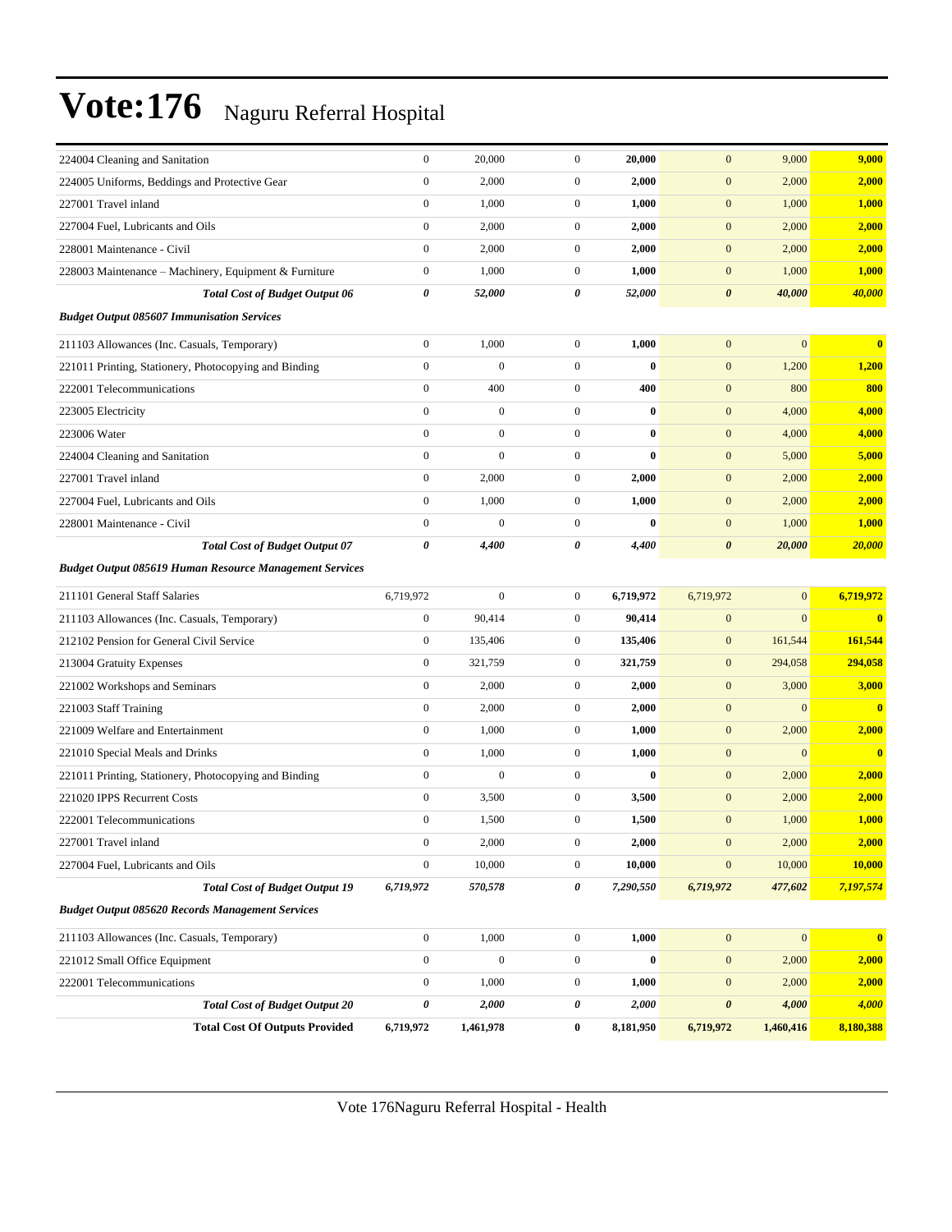# Vote:176 Naguru Referral Hospital

| | | | | | | | |
|---|---|---|---|---|---|---|---|
| 224004 Cleaning and Sanitation | 0 | 20,000 | 0 | **20,000** | 0 | 9,000 | **9,000** |
| 224005 Uniforms, Beddings and Protective Gear | 0 | 2,000 | 0 | **2,000** | 0 | 2,000 | **2,000** |
| 227001 Travel inland | 0 | 1,000 | 0 | **1,000** | 0 | 1,000 | **1,000** |
| 227004 Fuel, Lubricants and Oils | 0 | 2,000 | 0 | **2,000** | 0 | 2,000 | **2,000** |
| 228001 Maintenance - Civil | 0 | 2,000 | 0 | **2,000** | 0 | 2,000 | **2,000** |
| 228003 Maintenance – Machinery, Equipment & Furniture | 0 | 1,000 | 0 | **1,000** | 0 | 1,000 | **1,000** |
| ***Total Cost of Budget Output 06*** | ***0*** | ***52,000*** | ***0*** | ***52,000*** | ***0*** | ***40,000*** | ***40,000*** |
| ***Budget Output 085607 Immunisation Services*** | | | | | | | |
| 211103 Allowances (Inc. Casuals, Temporary) | 0 | 1,000 | 0 | **1,000** | 0 | 0 | **0** |
| 221011 Printing, Stationery, Photocopying and Binding | 0 | 0 | 0 | **0** | 0 | 1,200 | **1,200** |
| 222001 Telecommunications | 0 | 400 | 0 | **400** | 0 | 800 | **800** |
| 223005 Electricity | 0 | 0 | 0 | **0** | 0 | 4,000 | **4,000** |
| 223006 Water | 0 | 0 | 0 | **0** | 0 | 4,000 | **4,000** |
| 224004 Cleaning and Sanitation | 0 | 0 | 0 | **0** | 0 | 5,000 | **5,000** |
| 227001 Travel inland | 0 | 2,000 | 0 | **2,000** | 0 | 2,000 | **2,000** |
| 227004 Fuel, Lubricants and Oils | 0 | 1,000 | 0 | **1,000** | 0 | 2,000 | **2,000** |
| 228001 Maintenance - Civil | 0 | 0 | 0 | **0** | 0 | 1,000 | **1,000** |
| ***Total Cost of Budget Output 07*** | ***0*** | ***4,400*** | ***0*** | ***4,400*** | ***0*** | ***20,000*** | ***20,000*** |
| ***Budget Output 085619 Human Resource Management Services*** | | | | | | | |
| 211101 General Staff Salaries | 6,719,972 | 0 | 0 | **6,719,972** | 6,719,972 | 0 | **6,719,972** |
| 211103 Allowances (Inc. Casuals, Temporary) | 0 | 90,414 | 0 | **90,414** | 0 | 0 | **0** |
| 212102 Pension for General Civil Service | 0 | 135,406 | 0 | **135,406** | 0 | 161,544 | **161,544** |
| 213004 Gratuity Expenses | 0 | 321,759 | 0 | **321,759** | 0 | 294,058 | **294,058** |
| 221002 Workshops and Seminars | 0 | 2,000 | 0 | **2,000** | 0 | 3,000 | **3,000** |
| 221003 Staff Training | 0 | 2,000 | 0 | **2,000** | 0 | 0 | **0** |
| 221009 Welfare and Entertainment | 0 | 1,000 | 0 | **1,000** | 0 | 2,000 | **2,000** |
| 221010 Special Meals and Drinks | 0 | 1,000 | 0 | **1,000** | 0 | 0 | **0** |
| 221011 Printing, Stationery, Photocopying and Binding | 0 | 0 | 0 | **0** | 0 | 2,000 | **2,000** |
| 221020 IPPS Recurrent Costs | 0 | 3,500 | 0 | **3,500** | 0 | 2,000 | **2,000** |
| 222001 Telecommunications | 0 | 1,500 | 0 | **1,500** | 0 | 1,000 | **1,000** |
| 227001 Travel inland | 0 | 2,000 | 0 | **2,000** | 0 | 2,000 | **2,000** |
| 227004 Fuel, Lubricants and Oils | 0 | 10,000 | 0 | **10,000** | 0 | 10,000 | **10,000** |
| ***Total Cost of Budget Output 19*** | ***6,719,972*** | ***570,578*** | ***0*** | ***7,290,550*** | ***6,719,972*** | ***477,602*** | ***7,197,574*** |
| ***Budget Output 085620 Records Management Services*** | | | | | | | |
| 211103 Allowances (Inc. Casuals, Temporary) | 0 | 1,000 | 0 | **1,000** | 0 | 0 | **0** |
| 221012 Small Office Equipment | 0 | 0 | 0 | **0** | 0 | 2,000 | **2,000** |
| 222001 Telecommunications | 0 | 1,000 | 0 | **1,000** | 0 | 2,000 | **2,000** |
| ***Total Cost of Budget Output 20*** | ***0*** | ***2,000*** | ***0*** | ***2,000*** | ***0*** | ***4,000*** | ***4,000*** |
| **Total Cost Of Outputs Provided** | **6,719,972** | **1,461,978** | **0** | **8,181,950** | **6,719,972** | **1,460,416** | **8,180,388** |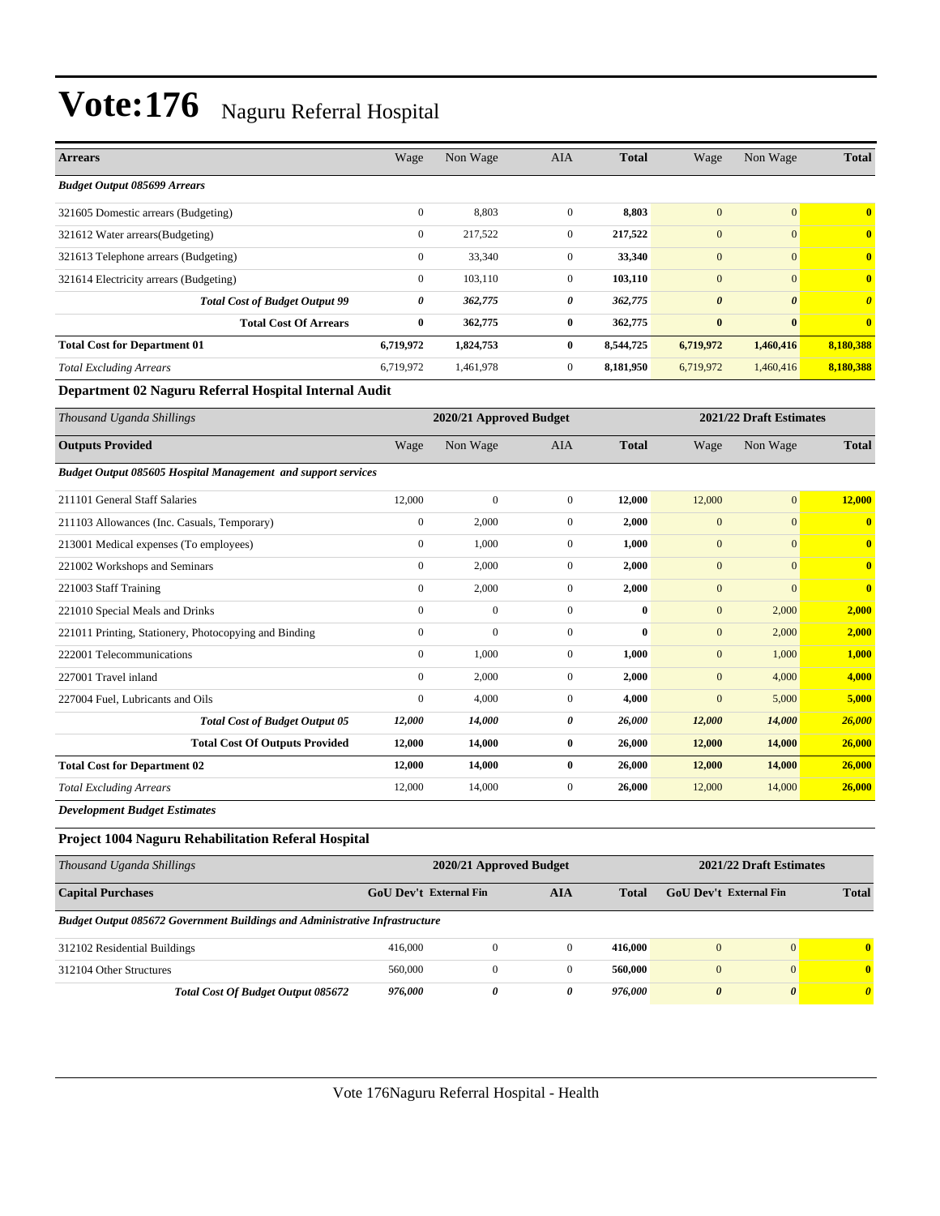# Vote:176 Naguru Referral Hospital

| Arrears | Wage | Non Wage | AIA | Total | Wage | Non Wage | Total |
|---|---|---|---|---|---|---|---|
| ***Budget Output 085699 Arrears*** | | | | | | | |
| 321605 Domestic arrears (Budgeting) | 0 | 8,803 | 0 | **8,803** | 0 | 0 | **0** |
| 321612 Water arrears(Budgeting) | 0 | 217,522 | 0 | **217,522** | 0 | 0 | **0** |
| 321613 Telephone arrears (Budgeting) | 0 | 33,340 | 0 | **33,340** | 0 | 0 | **0** |
| 321614 Electricity arrears (Budgeting) | 0 | 103,110 | 0 | **103,110** | 0 | 0 | **0** |
| ***Total Cost of Budget Output 99*** | ***0*** | ***362,775*** | ***0*** | ***362,775*** | ***0*** | ***0*** | ***0*** |
| **Total Cost Of Arrears** | **0** | **362,775** | **0** | **362,775** | **0** | **0** | **0** |
| **Total Cost for Department 01** | **6,719,972** | **1,824,753** | **0** | **8,544,725** | **6,719,972** | **1,460,416** | **8,180,388** |
| *Total Excluding Arrears* | 6,719,972 | 1,461,978 | 0 | **8,181,950** | 6,719,972 | 1,460,416 | **8,180,388** |

### Department 02 Naguru Referral Hospital Internal Audit

| *Thousand Uganda Shillings* | 2020/21 Approved Budget | | | | 2021/22 Draft Estimates | | |
|---|---|---|---|---|---|---|---|
| **Outputs Provided** | Wage | Non Wage | AIA | **Total** | Wage | Non Wage | **Total** |
| ***Budget Output 085605 Hospital Management and support services*** | | | | | | | |
| 211101 General Staff Salaries | 12,000 | 0 | 0 | **12,000** | 12,000 | 0 | **12,000** |
| 211103 Allowances (Inc. Casuals, Temporary) | 0 | 2,000 | 0 | **2,000** | 0 | 0 | **0** |
| 213001 Medical expenses (To employees) | 0 | 1,000 | 0 | **1,000** | 0 | 0 | **0** |
| 221002 Workshops and Seminars | 0 | 2,000 | 0 | **2,000** | 0 | 0 | **0** |
| 221003 Staff Training | 0 | 2,000 | 0 | **2,000** | 0 | 0 | **0** |
| 221010 Special Meals and Drinks | 0 | 0 | 0 | **0** | 0 | 2,000 | **2,000** |
| 221011 Printing, Stationery, Photocopying and Binding | 0 | 0 | 0 | **0** | 0 | 2,000 | **2,000** |
| 222001 Telecommunications | 0 | 1,000 | 0 | **1,000** | 0 | 1,000 | **1,000** |
| 227001 Travel inland | 0 | 2,000 | 0 | **2,000** | 0 | 4,000 | **4,000** |
| 227004 Fuel, Lubricants and Oils | 0 | 4,000 | 0 | **4,000** | 0 | 5,000 | **5,000** |
| ***Total Cost of Budget Output 05*** | ***12,000*** | ***14,000*** | ***0*** | ***26,000*** | ***12,000*** | ***14,000*** | ***26,000*** |
| **Total Cost Of Outputs Provided** | **12,000** | **14,000** | **0** | **26,000** | **12,000** | **14,000** | **26,000** |
| **Total Cost for Department 02** | **12,000** | **14,000** | **0** | **26,000** | **12,000** | **14,000** | **26,000** |
| *Total Excluding Arrears* | 12,000 | 14,000 | 0 | **26,000** | 12,000 | 14,000 | **26,000** |

***Development Budget Estimates***

### Project 1004 Naguru Rehabilitation Referal Hospital

| *Thousand Uganda Shillings* | 2020/21 Approved Budget | | | | 2021/22 Draft Estimates | | |
|---|---|---|---|---|---|---|---|
| **Capital Purchases** | **GoU Dev't** | **External Fin** | **AIA** | **Total** | **GoU Dev't** | **External Fin** | **Total** |
| ***Budget Output 085672 Government Buildings and Administrative Infrastructure*** | | | | | | | |
| 312102 Residential Buildings | 416,000 | 0 | 0 | **416,000** | 0 | 0 | **0** |
| 312104 Other Structures | 560,000 | 0 | 0 | **560,000** | 0 | 0 | **0** |
| ***Total Cost Of Budget Output 085672*** | ***976,000*** | ***0*** | ***0*** | ***976,000*** | ***0*** | ***0*** | ***0*** |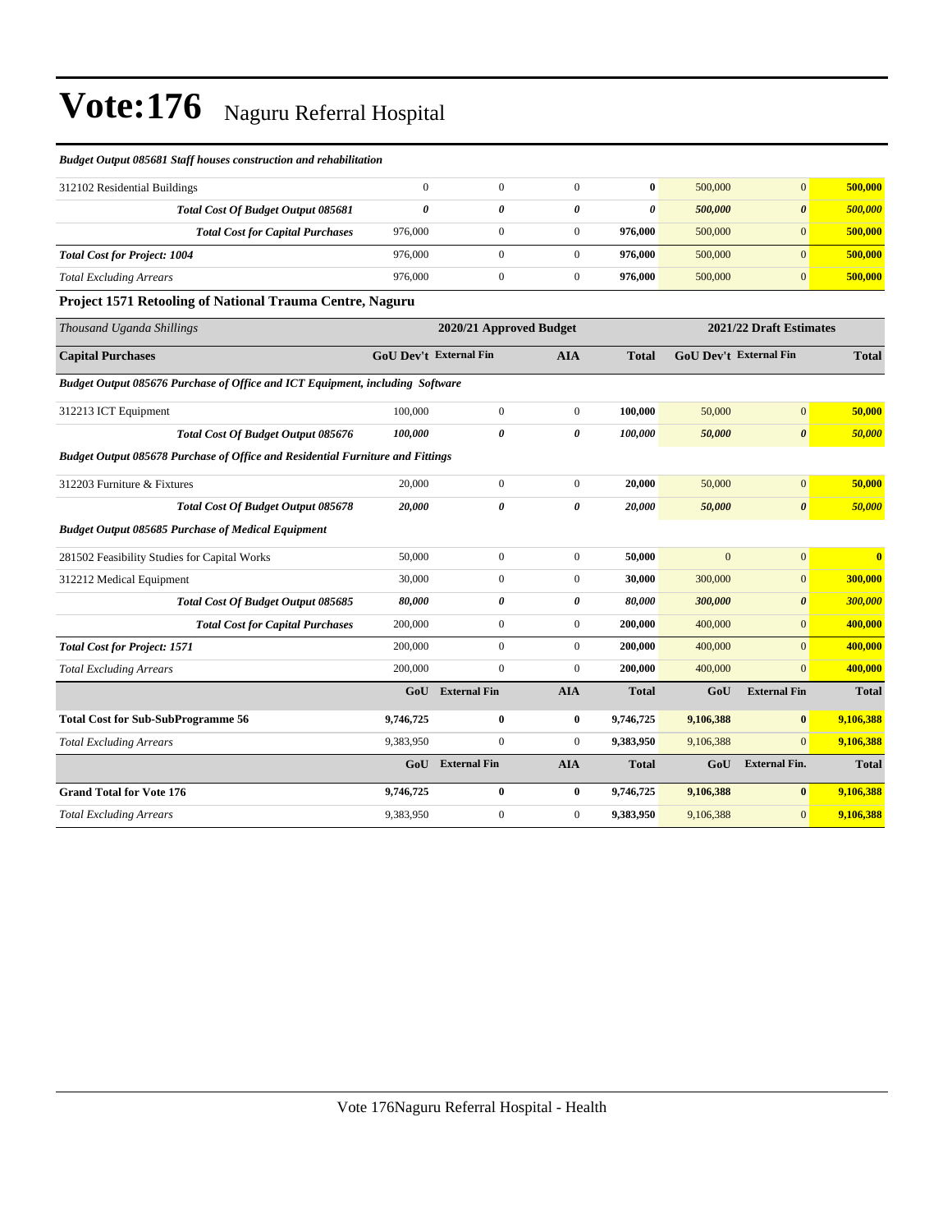# Vote:176 Naguru Referral Hospital

| | | | | | | | |
|---|---|---|---|---|---|---|---|
| ***Budget Output 085681 Staff houses construction and rehabilitation*** | | | | | | | |
| 312102 Residential Buildings | 0 | 0 | 0 | **0** | 500,000 | 0 | **500,000** |
| ***Total Cost Of Budget Output 085681*** | ***0*** | ***0*** | ***0*** | ***0*** | ***500,000*** | ***0*** | ***500,000*** |
| ***Total Cost for Capital Purchases*** | 976,000 | 0 | 0 | **976,000** | 500,000 | 0 | **500,000** |
| ***Total Cost for Project: 1004*** | 976,000 | 0 | 0 | **976,000** | 500,000 | 0 | **500,000** |
| *Total Excluding Arrears* | 976,000 | 0 | 0 | **976,000** | 500,000 | 0 | **500,000** |

**Project 1571 Retooling of National Trauma Centre, Naguru**

| *Thousand Uganda Shillings* | 2020/21 Approved Budget | | | | 2021/22 Draft Estimates | | |
|---|---|---|---|---|---|---|---|
| **Capital Purchases** | **GoU Dev't** | **External Fin** | **AIA** | **Total** | **GoU Dev't** | **External Fin** | **Total** |
| ***Budget Output 085676 Purchase of Office and ICT Equipment, including Software*** | | | | | | | |
| 312213 ICT Equipment | 100,000 | 0 | 0 | **100,000** | 50,000 | 0 | **50,000** |
| ***Total Cost Of Budget Output 085676*** | ***100,000*** | ***0*** | ***0*** | ***100,000*** | ***50,000*** | ***0*** | ***50,000*** |
| ***Budget Output 085678 Purchase of Office and Residential Furniture and Fittings*** | | | | | | | |
| 312203 Furniture & Fixtures | 20,000 | 0 | 0 | **20,000** | 50,000 | 0 | **50,000** |
| ***Total Cost Of Budget Output 085678*** | ***20,000*** | ***0*** | ***0*** | ***20,000*** | ***50,000*** | ***0*** | ***50,000*** |
| ***Budget Output 085685 Purchase of Medical Equipment*** | | | | | | | |
| 281502 Feasibility Studies for Capital Works | 50,000 | 0 | 0 | **50,000** | 0 | 0 | **0** |
| 312212 Medical Equipment | 30,000 | 0 | 0 | **30,000** | 300,000 | 0 | **300,000** |
| ***Total Cost Of Budget Output 085685*** | ***80,000*** | ***0*** | ***0*** | ***80,000*** | ***300,000*** | ***0*** | ***300,000*** |
| ***Total Cost for Capital Purchases*** | 200,000 | 0 | 0 | **200,000** | 400,000 | 0 | **400,000** |
| ***Total Cost for Project: 1571*** | 200,000 | 0 | 0 | **200,000** | 400,000 | 0 | **400,000** |
| *Total Excluding Arrears* | 200,000 | 0 | 0 | **200,000** | 400,000 | 0 | **400,000** |
| | **GoU** | **External Fin** | **AIA** | **Total** | **GoU** | **External Fin** | **Total** |
| **Total Cost for Sub-SubProgramme 56** | **9,746,725** | **0** | **0** | **9,746,725** | **9,106,388** | **0** | **9,106,388** |
| *Total Excluding Arrears* | 9,383,950 | 0 | 0 | **9,383,950** | 9,106,388 | 0 | **9,106,388** |
| | **GoU** | **External Fin** | **AIA** | **Total** | **GoU** | **External Fin.** | **Total** |
| **Grand Total for Vote 176** | **9,746,725** | **0** | **0** | **9,746,725** | **9,106,388** | **0** | **9,106,388** |
| *Total Excluding Arrears* | 9,383,950 | 0 | 0 | **9,383,950** | 9,106,388 | 0 | **9,106,388** |